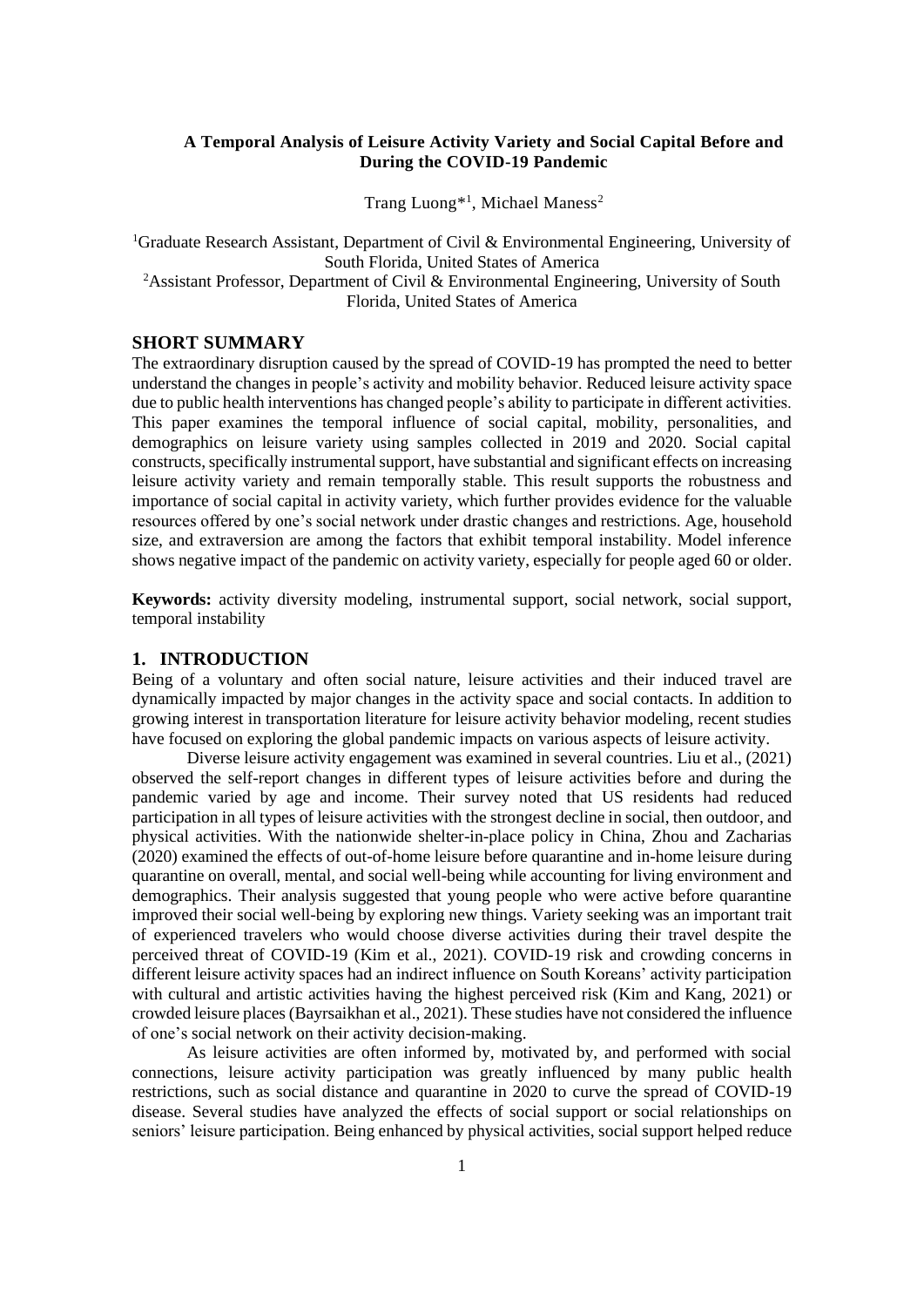# A Temporal Analysis of Leisure Activity Variety and Social Capital Before and During the COVID-19 Pandemic

Trang Luong*[1], Michael Maness[2]

[1]Graduate Research Assistant, Department of Civil & Environmental Engineering, University of South Florida, United States of America

[2]Assistant Professor, Department of Civil & Environmental Engineering, University of South Florida, United States of America

## SHORT SUMMARY

The extraordinary disruption caused by the spread of COVID-19 has prompted the need to better understand the changes in people's activity and mobility behavior. Reduced leisure activity space due to public health interventions has changed people's ability to participate in different activities. This paper examines the temporal influence of social capital, mobility, personalities, and demographics on leisure variety using samples collected in 2019 and 2020. Social capital constructs, specifically instrumental support, have substantial and significant effects on increasing leisure activity variety and remain temporally stable. This result supports the robustness and importance of social capital in activity variety, which further provides evidence for the valuable resources offered by one's social network under drastic changes and restrictions. Age, household size, and extraversion are among the factors that exhibit temporal instability. Model inference shows negative impact of the pandemic on activity variety, especially for people aged 60 or older.

**Keywords:** activity diversity modeling, instrumental support, social network, social support, temporal instability

## 1. INTRODUCTION

Being of a voluntary and often social nature, leisure activities and their induced travel are dynamically impacted by major changes in the activity space and social contacts. In addition to growing interest in transportation literature for leisure activity behavior modeling, recent studies have focused on exploring the global pandemic impacts on various aspects of leisure activity.

Diverse leisure activity engagement was examined in several countries. Liu et al., (2021) observed the self-report changes in different types of leisure activities before and during the pandemic varied by age and income. Their survey noted that US residents had reduced participation in all types of leisure activities with the strongest decline in social, then outdoor, and physical activities. With the nationwide shelter-in-place policy in China, Zhou and Zacharias (2020) examined the effects of out-of-home leisure before quarantine and in-home leisure during quarantine on overall, mental, and social well-being while accounting for living environment and demographics. Their analysis suggested that young people who were active before quarantine improved their social well-being by exploring new things. Variety seeking was an important trait of experienced travelers who would choose diverse activities during their travel despite the perceived threat of COVID-19 (Kim et al., 2021). COVID-19 risk and crowding concerns in different leisure activity spaces had an indirect influence on South Koreans' activity participation with cultural and artistic activities having the highest perceived risk (Kim and Kang, 2021) or crowded leisure places (Bayrsaikhan et al., 2021). These studies have not considered the influence of one's social network on their activity decision-making.

As leisure activities are often informed by, motivated by, and performed with social connections, leisure activity participation was greatly influenced by many public health restrictions, such as social distance and quarantine in 2020 to curve the spread of COVID-19 disease. Several studies have analyzed the effects of social support or social relationships on seniors' leisure participation. Being enhanced by physical activities, social support helped reduce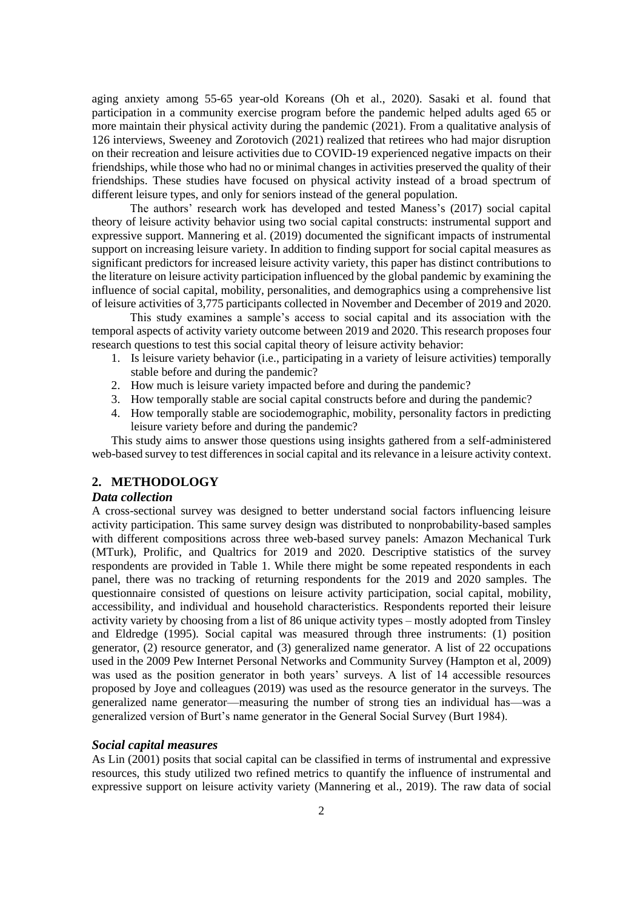aging anxiety among 55-65 year-old Koreans (Oh et al., 2020). Sasaki et al. found that participation in a community exercise program before the pandemic helped adults aged 65 or more maintain their physical activity during the pandemic (2021). From a qualitative analysis of 126 interviews, Sweeney and Zorotovich (2021) realized that retirees who had major disruption on their recreation and leisure activities due to COVID-19 experienced negative impacts on their friendships, while those who had no or minimal changes in activities preserved the quality of their friendships. These studies have focused on physical activity instead of a broad spectrum of different leisure types, and only for seniors instead of the general population.

The authors' research work has developed and tested Maness's (2017) social capital theory of leisure activity behavior using two social capital constructs: instrumental support and expressive support. Mannering et al. (2019) documented the significant impacts of instrumental support on increasing leisure variety. In addition to finding support for social capital measures as significant predictors for increased leisure activity variety, this paper has distinct contributions to the literature on leisure activity participation influenced by the global pandemic by examining the influence of social capital, mobility, personalities, and demographics using a comprehensive list of leisure activities of 3,775 participants collected in November and December of 2019 and 2020.

This study examines a sample's access to social capital and its association with the temporal aspects of activity variety outcome between 2019 and 2020. This research proposes four research questions to test this social capital theory of leisure activity behavior:

1. Is leisure variety behavior (i.e., participating in a variety of leisure activities) temporally stable before and during the pandemic?
2. How much is leisure variety impacted before and during the pandemic?
3. How temporally stable are social capital constructs before and during the pandemic?
4. How temporally stable are sociodemographic, mobility, personality factors in predicting leisure variety before and during the pandemic?

This study aims to answer those questions using insights gathered from a self-administered web-based survey to test differences in social capital and its relevance in a leisure activity context.

## 2. METHODOLOGY

### *Data collection*

A cross-sectional survey was designed to better understand social factors influencing leisure activity participation. This same survey design was distributed to nonprobability-based samples with different compositions across three web-based survey panels: Amazon Mechanical Turk (MTurk), Prolific, and Qualtrics for 2019 and 2020. Descriptive statistics of the survey respondents are provided in Table 1. While there might be some repeated respondents in each panel, there was no tracking of returning respondents for the 2019 and 2020 samples. The questionnaire consisted of questions on leisure activity participation, social capital, mobility, accessibility, and individual and household characteristics. Respondents reported their leisure activity variety by choosing from a list of 86 unique activity types – mostly adopted from Tinsley and Eldredge (1995). Social capital was measured through three instruments: (1) position generator, (2) resource generator, and (3) generalized name generator. A list of 22 occupations used in the 2009 Pew Internet Personal Networks and Community Survey (Hampton et al, 2009) was used as the position generator in both years' surveys. A list of 14 accessible resources proposed by Joye and colleagues (2019) was used as the resource generator in the surveys. The generalized name generator—measuring the number of strong ties an individual has—was a generalized version of Burt's name generator in the General Social Survey (Burt 1984).

### *Social capital measures*

As Lin (2001) posits that social capital can be classified in terms of instrumental and expressive resources, this study utilized two refined metrics to quantify the influence of instrumental and expressive support on leisure activity variety (Mannering et al., 2019). The raw data of social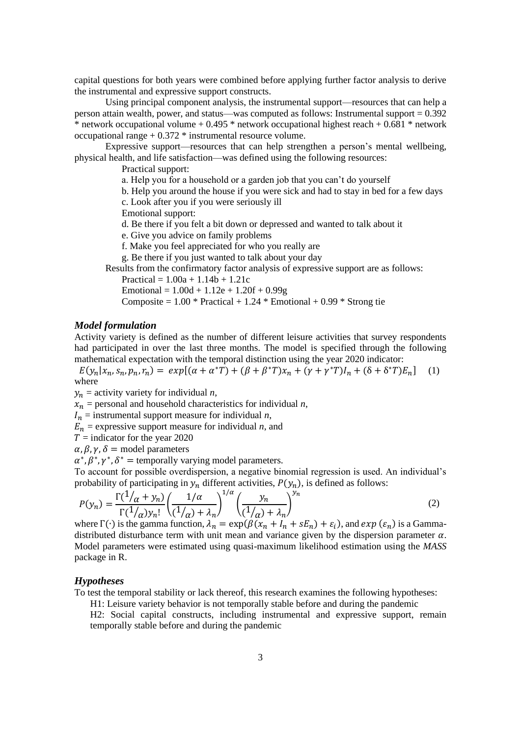capital questions for both years were combined before applying further factor analysis to derive the instrumental and expressive support constructs.

Using principal component analysis, the instrumental support—resources that can help a person attain wealth, power, and status—was computed as follows: Instrumental support = 0.392 * network occupational volume + 0.495 * network occupational highest reach + 0.681 * network occupational range + 0.372 * instrumental resource volume.

Expressive support—resources that can help strengthen a person's mental wellbeing, physical health, and life satisfaction—was defined using the following resources:

Practical support:

a. Help you for a household or a garden job that you can't do yourself

b. Help you around the house if you were sick and had to stay in bed for a few days

c. Look after you if you were seriously ill

Emotional support:

d. Be there if you felt a bit down or depressed and wanted to talk about it

e. Give you advice on family problems

f. Make you feel appreciated for who you really are

g. Be there if you just wanted to talk about your day

Results from the confirmatory factor analysis of expressive support are as follows:

Practical = 1.00a + 1.14b + 1.21c

Emotional = 1.00d + 1.12e + 1.20f + 0.99g

Composite = 1.00 * Practical + 1.24 * Emotional + 0.99 * Strong tie

### *Model formulation*

Activity variety is defined as the number of different leisure activities that survey respondents had participated in over the last three months. The model is specified through the following mathematical expectation with the temporal distinction using the year 2020 indicator:

$$E(y_n|x_n, s_n, p_n, r_n) = exp[(\alpha + \alpha^* T) + (\beta + \beta^* T)x_n + (\gamma + \gamma^* T)I_n + (\delta + \delta^* T)E_n] \quad (1)$$

where

$y_n$ = activity variety for individual *n*,

$x_n$ = personal and household characteristics for individual *n*,

$I_n$ = instrumental support measure for individual *n*,

$E_n$ = expressive support measure for individual *n*, and

$T$ = indicator for the year 2020

$\alpha, \beta, \gamma, \delta$ = model parameters

$\alpha^*, \beta^*, \gamma^*, \delta^*$ = temporally varying model parameters.

To account for possible overdispersion, a negative binomial regression is used. An individual's probability of participating in $y_n$ different activities, $P(y_n)$, is defined as follows:

$$P(y_n) = \frac{\Gamma(1/\alpha + y_n)}{\Gamma(1/\alpha) y_n!} \left( \frac{1/\alpha}{(1/\alpha) + \lambda_n} \right)^{1/\alpha} \left( \frac{y_n}{(1/\alpha) + \lambda_n} \right)^{y_n} \quad (2)$$

where $\Gamma(\cdot)$ is the gamma function, $\lambda_n = \exp(\beta(x_n + I_n + sE_n) + \varepsilon_i)$, and $exp\ (\varepsilon_n)$ is a Gamma-distributed disturbance term with unit mean and variance given by the dispersion parameter $\alpha$. Model parameters were estimated using quasi-maximum likelihood estimation using the *MASS* package in R.

### *Hypotheses*

To test the temporal stability or lack thereof, this research examines the following hypotheses:

H1: Leisure variety behavior is not temporally stable before and during the pandemic

H2: Social capital constructs, including instrumental and expressive support, remain temporally stable before and during the pandemic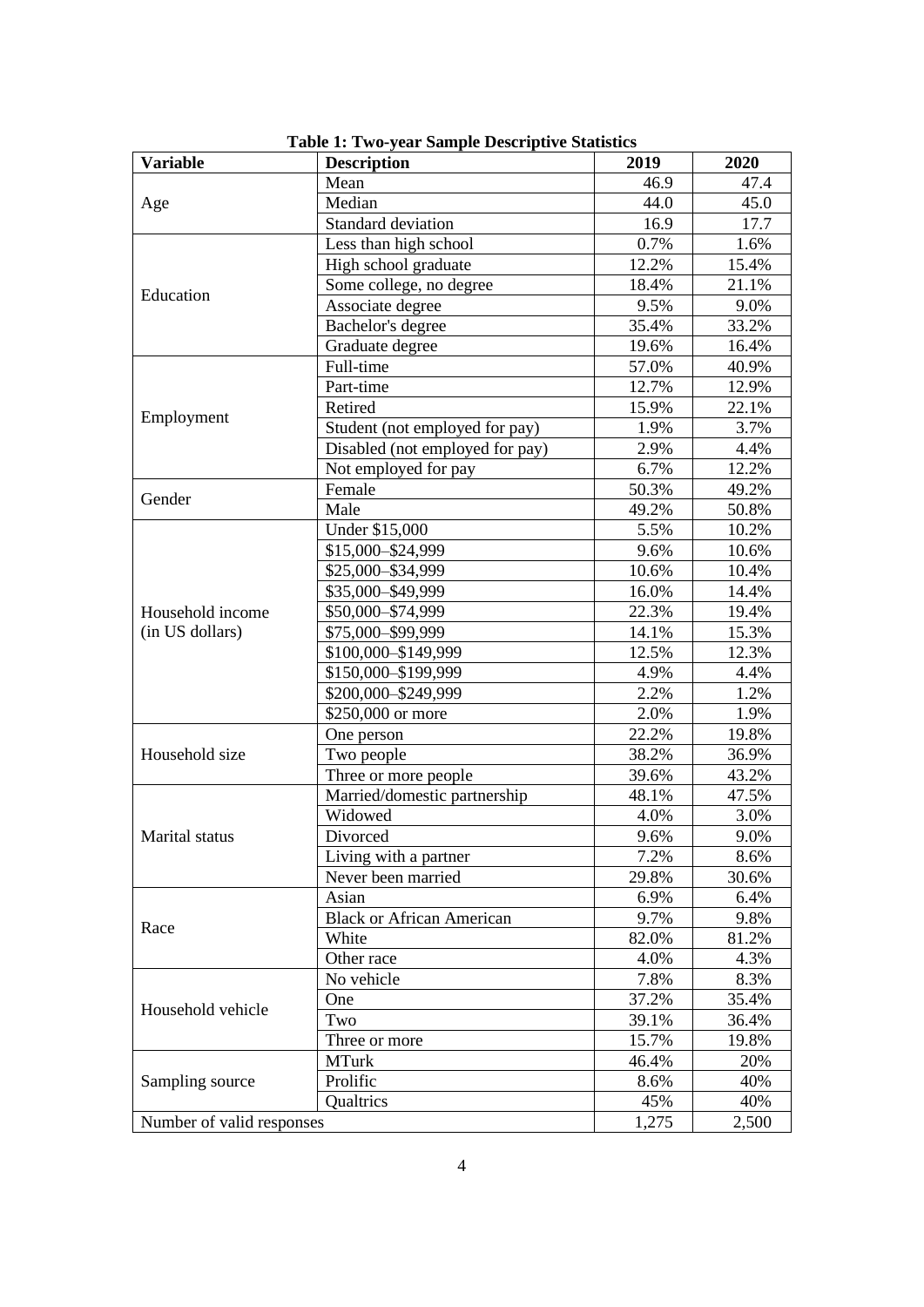**Table 1: Two-year Sample Descriptive Statistics**

| Variable | Description | 2019 | 2020 |
|---|---|---|---|
| Age | Mean | 46.9 | 47.4 |
| | Median | 44.0 | 45.0 |
| | Standard deviation | 16.9 | 17.7 |
| Education | Less than high school | 0.7% | 1.6% |
| | High school graduate | 12.2% | 15.4% |
| | Some college, no degree | 18.4% | 21.1% |
| | Associate degree | 9.5% | 9.0% |
| | Bachelor's degree | 35.4% | 33.2% |
| | Graduate degree | 19.6% | 16.4% |
| Employment | Full-time | 57.0% | 40.9% |
| | Part-time | 12.7% | 12.9% |
| | Retired | 15.9% | 22.1% |
| | Student (not employed for pay) | 1.9% | 3.7% |
| | Disabled (not employed for pay) | 2.9% | 4.4% |
| | Not employed for pay | 6.7% | 12.2% |
| Gender | Female | 50.3% | 49.2% |
| | Male | 49.2% | 50.8% |
| Household income (in US dollars) | Under $15,000 | 5.5% | 10.2% |
| | $15,000–$24,999 | 9.6% | 10.6% |
| | $25,000–$34,999 | 10.6% | 10.4% |
| | $35,000–$49,999 | 16.0% | 14.4% |
| | $50,000–$74,999 | 22.3% | 19.4% |
| | $75,000–$99,999 | 14.1% | 15.3% |
| | $100,000–$149,999 | 12.5% | 12.3% |
| | $150,000–$199,999 | 4.9% | 4.4% |
| | $200,000–$249,999 | 2.2% | 1.2% |
| | $250,000 or more | 2.0% | 1.9% |
| Household size | One person | 22.2% | 19.8% |
| | Two people | 38.2% | 36.9% |
| | Three or more people | 39.6% | 43.2% |
| Marital status | Married/domestic partnership | 48.1% | 47.5% |
| | Widowed | 4.0% | 3.0% |
| | Divorced | 9.6% | 9.0% |
| | Living with a partner | 7.2% | 8.6% |
| | Never been married | 29.8% | 30.6% |
| Race | Asian | 6.9% | 6.4% |
| | Black or African American | 9.7% | 9.8% |
| | White | 82.0% | 81.2% |
| | Other race | 4.0% | 4.3% |
| Household vehicle | No vehicle | 7.8% | 8.3% |
| | One | 37.2% | 35.4% |
| | Two | 39.1% | 36.4% |
| | Three or more | 15.7% | 19.8% |
| Sampling source | MTurk | 46.4% | 20% |
| | Prolific | 8.6% | 40% |
| | Qualtrics | 45% | 40% |
| Number of valid responses | | 1,275 | 2,500 |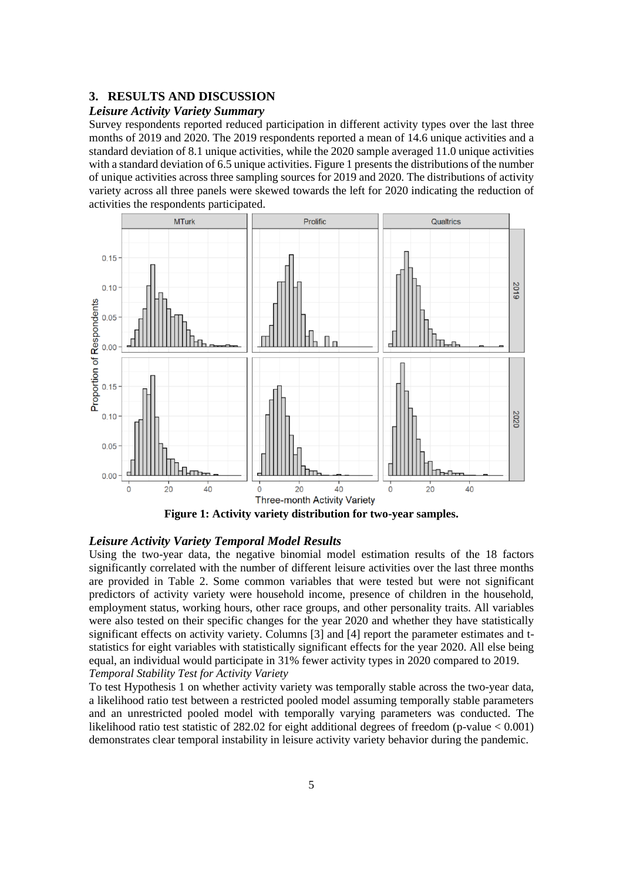## 3. RESULTS AND DISCUSSION

### *Leisure Activity Variety Summary*

Survey respondents reported reduced participation in different activity types over the last three months of 2019 and 2020. The 2019 respondents reported a mean of 14.6 unique activities and a standard deviation of 8.1 unique activities, while the 2020 sample averaged 11.0 unique activities with a standard deviation of 6.5 unique activities. Figure 1 presents the distributions of the number of unique activities across three sampling sources for 2019 and 2020. The distributions of activity variety across all three panels were skewed towards the left for 2020 indicating the reduction of activities the respondents participated.

**Figure 1: Activity variety distribution for two-year samples.**

### *Leisure Activity Variety Temporal Model Results*

Using the two-year data, the negative binomial model estimation results of the 18 factors significantly correlated with the number of different leisure activities over the last three months are provided in Table 2. Some common variables that were tested but were not significant predictors of activity variety were household income, presence of children in the household, employment status, working hours, other race groups, and other personality traits. All variables were also tested on their specific changes for the year 2020 and whether they have statistically significant effects on activity variety. Columns [3] and [4] report the parameter estimates and t-statistics for eight variables with statistically significant effects for the year 2020. All else being equal, an individual would participate in 31% fewer activity types in 2020 compared to 2019.

*Temporal Stability Test for Activity Variety*

To test Hypothesis 1 on whether activity variety was temporally stable across the two-year data, a likelihood ratio test between a restricted pooled model assuming temporally stable parameters and an unrestricted pooled model with temporally varying parameters was conducted. The likelihood ratio test statistic of 282.02 for eight additional degrees of freedom (p-value $< 0.001$) demonstrates clear temporal instability in leisure activity variety behavior during the pandemic.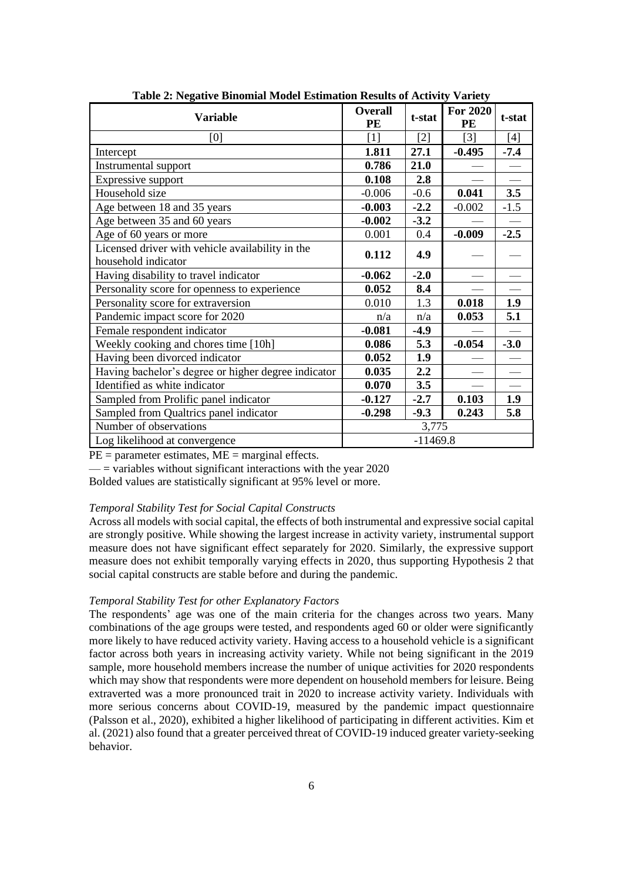**Table 2: Negative Binomial Model Estimation Results of Activity Variety**

| Variable | Overall PE | t-stat | For 2020 PE | t-stat |
|---|---|---|---|---|
| [0] | [1] | [2] | [3] | [4] |
| Intercept | **1.811** | **27.1** | **-0.495** | **-7.4** |
| Instrumental support | **0.786** | **21.0** | — | — |
| Expressive support | **0.108** | **2.8** | — | — |
| Household size | -0.006 | -0.6 | **0.041** | **3.5** |
| Age between 18 and 35 years | **-0.003** | **-2.2** | -0.002 | -1.5 |
| Age between 35 and 60 years | **-0.002** | **-3.2** | — | — |
| Age of 60 years or more | 0.001 | 0.4 | **-0.009** | **-2.5** |
| Licensed driver with vehicle availability in the household indicator | **0.112** | **4.9** | — | — |
| Having disability to travel indicator | **-0.062** | **-2.0** | — | — |
| Personality score for openness to experience | **0.052** | **8.4** | — | — |
| Personality score for extraversion | 0.010 | 1.3 | **0.018** | **1.9** |
| Pandemic impact score for 2020 | n/a | n/a | **0.053** | **5.1** |
| Female respondent indicator | **-0.081** | **-4.9** | — | — |
| Weekly cooking and chores time [10h] | **0.086** | **5.3** | **-0.054** | **-3.0** |
| Having been divorced indicator | **0.052** | **1.9** | — | — |
| Having bachelor's degree or higher degree indicator | **0.035** | **2.2** | — | — |
| Identified as white indicator | **0.070** | **3.5** | — | — |
| Sampled from Prolific panel indicator | **-0.127** | **-2.7** | **0.103** | **1.9** |
| Sampled from Qualtrics panel indicator | **-0.298** | **-9.3** | **0.243** | **5.8** |
| Number of observations | 3,775 | | | |
| Log likelihood at convergence | -11469.8 | | | |

PE = parameter estimates, ME = marginal effects.
— = variables without significant interactions with the year 2020
Bolded values are statistically significant at 95% level or more.

*Temporal Stability Test for Social Capital Constructs*

Across all models with social capital, the effects of both instrumental and expressive social capital are strongly positive. While showing the largest increase in activity variety, instrumental support measure does not have significant effect separately for 2020. Similarly, the expressive support measure does not exhibit temporally varying effects in 2020, thus supporting Hypothesis 2 that social capital constructs are stable before and during the pandemic.

*Temporal Stability Test for other Explanatory Factors*

The respondents' age was one of the main criteria for the changes across two years. Many combinations of the age groups were tested, and respondents aged 60 or older were significantly more likely to have reduced activity variety. Having access to a household vehicle is a significant factor across both years in increasing activity variety. While not being significant in the 2019 sample, more household members increase the number of unique activities for 2020 respondents which may show that respondents were more dependent on household members for leisure. Being extraverted was a more pronounced trait in 2020 to increase activity variety. Individuals with more serious concerns about COVID-19, measured by the pandemic impact questionnaire (Palsson et al., 2020), exhibited a higher likelihood of participating in different activities. Kim et al. (2021) also found that a greater perceived threat of COVID-19 induced greater variety-seeking behavior.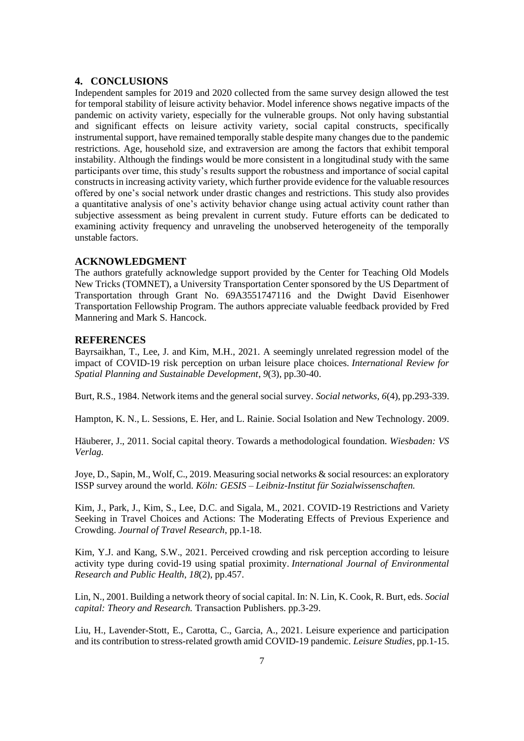## 4. CONCLUSIONS

Independent samples for 2019 and 2020 collected from the same survey design allowed the test for temporal stability of leisure activity behavior. Model inference shows negative impacts of the pandemic on activity variety, especially for the vulnerable groups. Not only having substantial and significant effects on leisure activity variety, social capital constructs, specifically instrumental support, have remained temporally stable despite many changes due to the pandemic restrictions. Age, household size, and extraversion are among the factors that exhibit temporal instability. Although the findings would be more consistent in a longitudinal study with the same participants over time, this study's results support the robustness and importance of social capital constructs in increasing activity variety, which further provide evidence for the valuable resources offered by one's social network under drastic changes and restrictions. This study also provides a quantitative analysis of one's activity behavior change using actual activity count rather than subjective assessment as being prevalent in current study. Future efforts can be dedicated to examining activity frequency and unraveling the unobserved heterogeneity of the temporally unstable factors.

## ACKNOWLEDGMENT

The authors gratefully acknowledge support provided by the Center for Teaching Old Models New Tricks (TOMNET), a University Transportation Center sponsored by the US Department of Transportation through Grant No. 69A3551747116 and the Dwight David Eisenhower Transportation Fellowship Program. The authors appreciate valuable feedback provided by Fred Mannering and Mark S. Hancock.

## REFERENCES

Bayrsaikhan, T., Lee, J. and Kim, M.H., 2021. A seemingly unrelated regression model of the impact of COVID-19 risk perception on urban leisure place choices. *International Review for Spatial Planning and Sustainable Development*, *9*(3), pp.30-40.

Burt, R.S., 1984. Network items and the general social survey. *Social networks*, *6*(4), pp.293-339.

Hampton, K. N., L. Sessions, E. Her, and L. Rainie. Social Isolation and New Technology. 2009.

Häuberer, J., 2011. Social capital theory. Towards a methodological foundation. *Wiesbaden: VS Verlag.*

Joye, D., Sapin, M., Wolf, C., 2019. Measuring social networks & social resources: an exploratory ISSP survey around the world. *Köln: GESIS – Leibniz-Institut für Sozialwissenschaften.*

Kim, J., Park, J., Kim, S., Lee, D.C. and Sigala, M., 2021. COVID-19 Restrictions and Variety Seeking in Travel Choices and Actions: The Moderating Effects of Previous Experience and Crowding. *Journal of Travel Research*, pp.1-18.

Kim, Y.J. and Kang, S.W., 2021. Perceived crowding and risk perception according to leisure activity type during covid-19 using spatial proximity. *International Journal of Environmental Research and Public Health*, *18*(2), pp.457.

Lin, N., 2001. Building a network theory of social capital. In: N. Lin, K. Cook, R. Burt, eds. *Social capital: Theory and Research.* Transaction Publishers. pp.3-29.

Liu, H., Lavender-Stott, E., Carotta, C., Garcia, A., 2021. Leisure experience and participation and its contribution to stress-related growth amid COVID-19 pandemic. *Leisure Studies*, pp.1-15.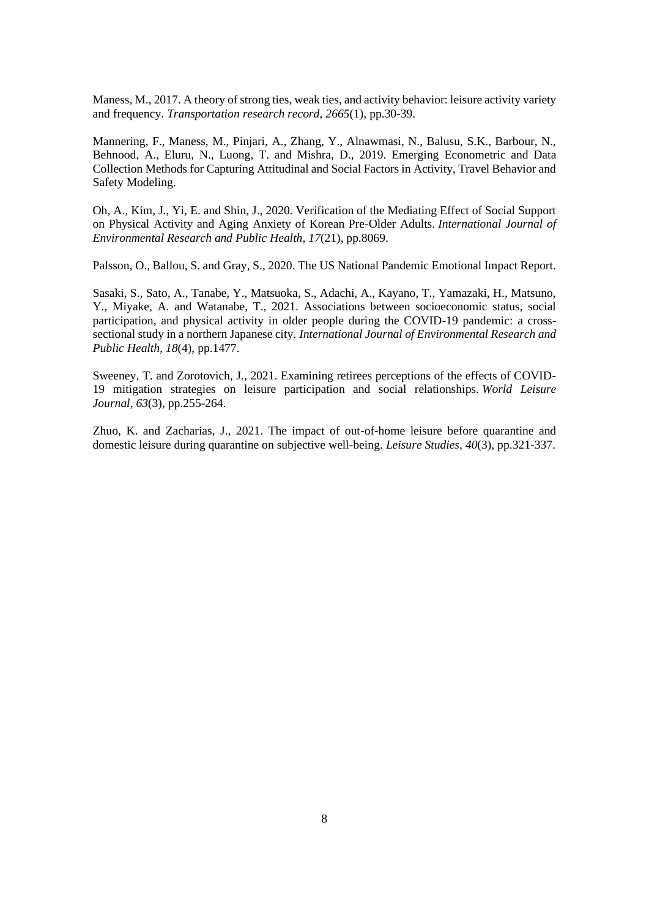Maness, M., 2017. A theory of strong ties, weak ties, and activity behavior: leisure activity variety and frequency. *Transportation research record*, *2665*(1), pp.30-39.

Mannering, F., Maness, M., Pinjari, A., Zhang, Y., Alnawmasi, N., Balusu, S.K., Barbour, N., Behnood, A., Eluru, N., Luong, T. and Mishra, D., 2019. Emerging Econometric and Data Collection Methods for Capturing Attitudinal and Social Factors in Activity, Travel Behavior and Safety Modeling.

Oh, A., Kim, J., Yi, E. and Shin, J., 2020. Verification of the Mediating Effect of Social Support on Physical Activity and Aging Anxiety of Korean Pre-Older Adults. *International Journal of Environmental Research and Public Health*, *17*(21), pp.8069.

Palsson, O., Ballou, S. and Gray, S., 2020. The US National Pandemic Emotional Impact Report.

Sasaki, S., Sato, A., Tanabe, Y., Matsuoka, S., Adachi, A., Kayano, T., Yamazaki, H., Matsuno, Y., Miyake, A. and Watanabe, T., 2021. Associations between socioeconomic status, social participation, and physical activity in older people during the COVID-19 pandemic: a cross-sectional study in a northern Japanese city. *International Journal of Environmental Research and Public Health*, *18*(4), pp.1477.

Sweeney, T. and Zorotovich, J., 2021. Examining retirees perceptions of the effects of COVID-19 mitigation strategies on leisure participation and social relationships. *World Leisure Journal*, *63*(3), pp.255-264.

Zhuo, K. and Zacharias, J., 2021. The impact of out-of-home leisure before quarantine and domestic leisure during quarantine on subjective well-being. *Leisure Studies*, *40*(3), pp.321-337.